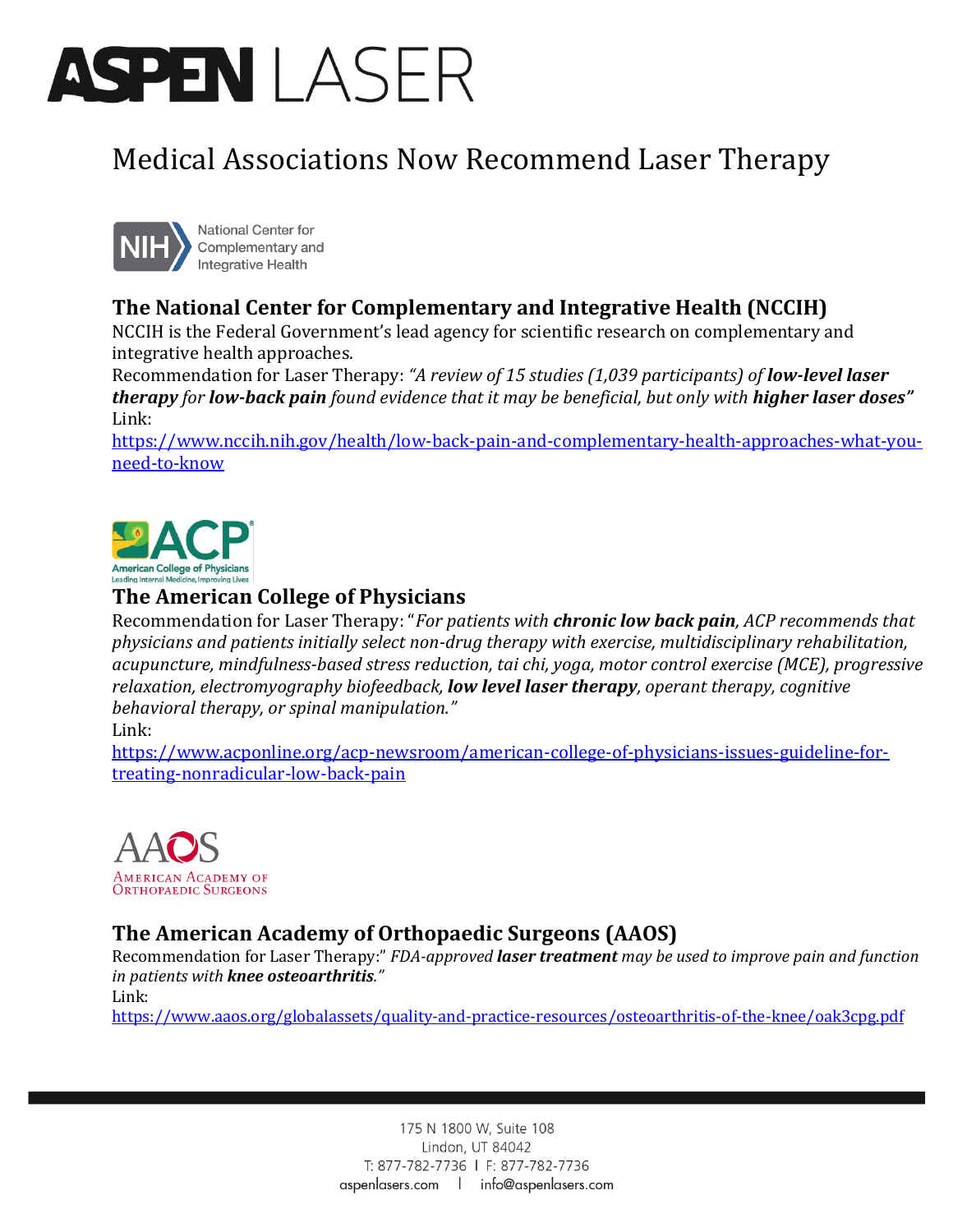# ASPEN LASER

## Medical Associations Now Recommend Laser Therapy

National Center for Complementary and Integrative Health

### The National Center for Complementary and Integrative Health (NCCIH)

NCCIH is the Federal Government's lead agency for scientific research on complementary and integrative health approaches.

Recommendation for Laser Therapy: *"A review of 15 studies (1,039 participants) of* ***low-level laser therapy*** *for* ***low-back pain*** *found evidence that it may be beneficial, but only with* ***higher laser doses"***

Link:

https://www.nccih.nih.gov/health/low-back-pain-and-complementary-health-approaches-what-you-need-to-know

ACP American College of Physicians Leading Internal Medicine, Improving Lives

### The American College of Physicians

Recommendation for Laser Therapy: "*For patients with* ***chronic low back pain****, ACP recommends that physicians and patients initially select non-drug therapy with exercise, multidisciplinary rehabilitation, acupuncture, mindfulness-based stress reduction, tai chi, yoga, motor control exercise (MCE), progressive relaxation, electromyography biofeedback,* ***low level laser therapy****, operant therapy, cognitive behavioral therapy, or spinal manipulation."*

Link:

https://www.acponline.org/acp-newsroom/american-college-of-physicians-issues-guideline-for-treating-nonradicular-low-back-pain

AAOS American Academy of Orthopaedic Surgeons

### The American Academy of Orthopaedic Surgeons (AAOS)

Recommendation for Laser Therapy:" *FDA-approved* ***laser treatment*** *may be used to improve pain and function in patients with* ***knee osteoarthritis****."*

Link:

https://www.aaos.org/globalassets/quality-and-practice-resources/osteoarthritis-of-the-knee/oak3cpg.pdf

175 N 1800 W, Suite 108
Lindon, UT 84042
T: 877-782-7736 | F: 877-782-7736
aspenlasers.com | info@aspenlasers.com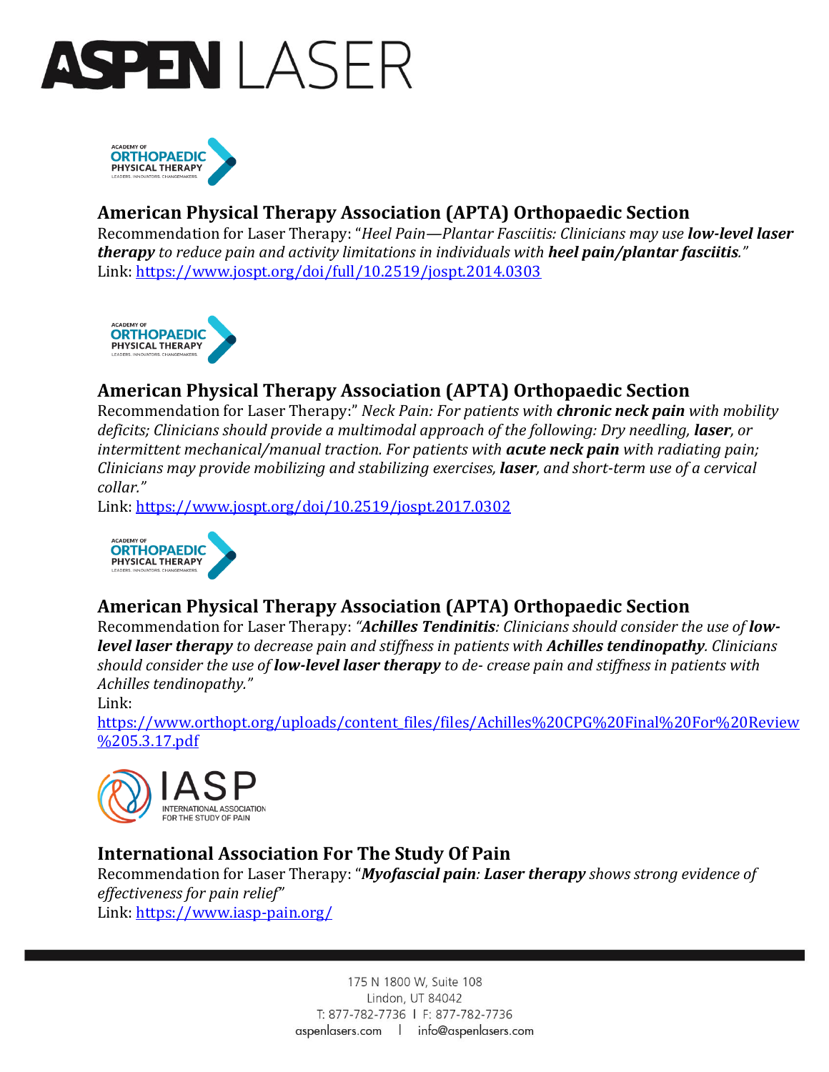# ASPEN LASER

ACADEMY OF ORTHOPAEDIC PHYSICAL THERAPY
LEADERS. INNOVATORS. CHANGEMAKERS.

## American Physical Therapy Association (APTA) Orthopaedic Section

Recommendation for Laser Therapy: "*Heel Pain—Plantar Fasciitis: Clinicians may use **low-level laser therapy** to reduce pain and activity limitations in individuals with **heel pain/plantar fasciitis**.*"
Link: https://www.jospt.org/doi/full/10.2519/jospt.2014.0303

ACADEMY OF ORTHOPAEDIC PHYSICAL THERAPY
LEADERS. INNOVATORS. CHANGEMAKERS.

## American Physical Therapy Association (APTA) Orthopaedic Section

Recommendation for Laser Therapy:" *Neck Pain: For patients with **chronic neck pain** with mobility deficits; Clinicians should provide a multimodal approach of the following: Dry needling, **laser**, or intermittent mechanical/manual traction. For patients with **acute neck pain** with radiating pain; Clinicians may provide mobilizing and stabilizing exercises, **laser**, and short-term use of a cervical collar.*"
Link: https://www.jospt.org/doi/10.2519/jospt.2017.0302

ACADEMY OF ORTHOPAEDIC PHYSICAL THERAPY
LEADERS. INNOVATORS. CHANGEMAKERS.

## American Physical Therapy Association (APTA) Orthopaedic Section

Recommendation for Laser Therapy: "***Achilles Tendinitis**: Clinicians should consider the use of **low-level laser therapy** to decrease pain and stiffness in patients with **Achilles tendinopathy**. Clinicians should consider the use of **low-level laser therapy** to de- crease pain and stiffness in patients with Achilles tendinopathy.*"
Link:
https://www.orthopt.org/uploads/content_files/files/Achilles%20CPG%20Final%20For%20Review%205.3.17.pdf

IASP
INTERNATIONAL ASSOCIATION FOR THE STUDY OF PAIN

## International Association For The Study Of Pain

Recommendation for Laser Therapy: "***Myofascial pain**: **Laser therapy** shows strong evidence of effectiveness for pain relief*"
Link: https://www.iasp-pain.org/

175 N 1800 W, Suite 108
Lindon, UT 84042
T: 877-782-7736 | F: 877-782-7736
aspenlasers.com | info@aspenlasers.com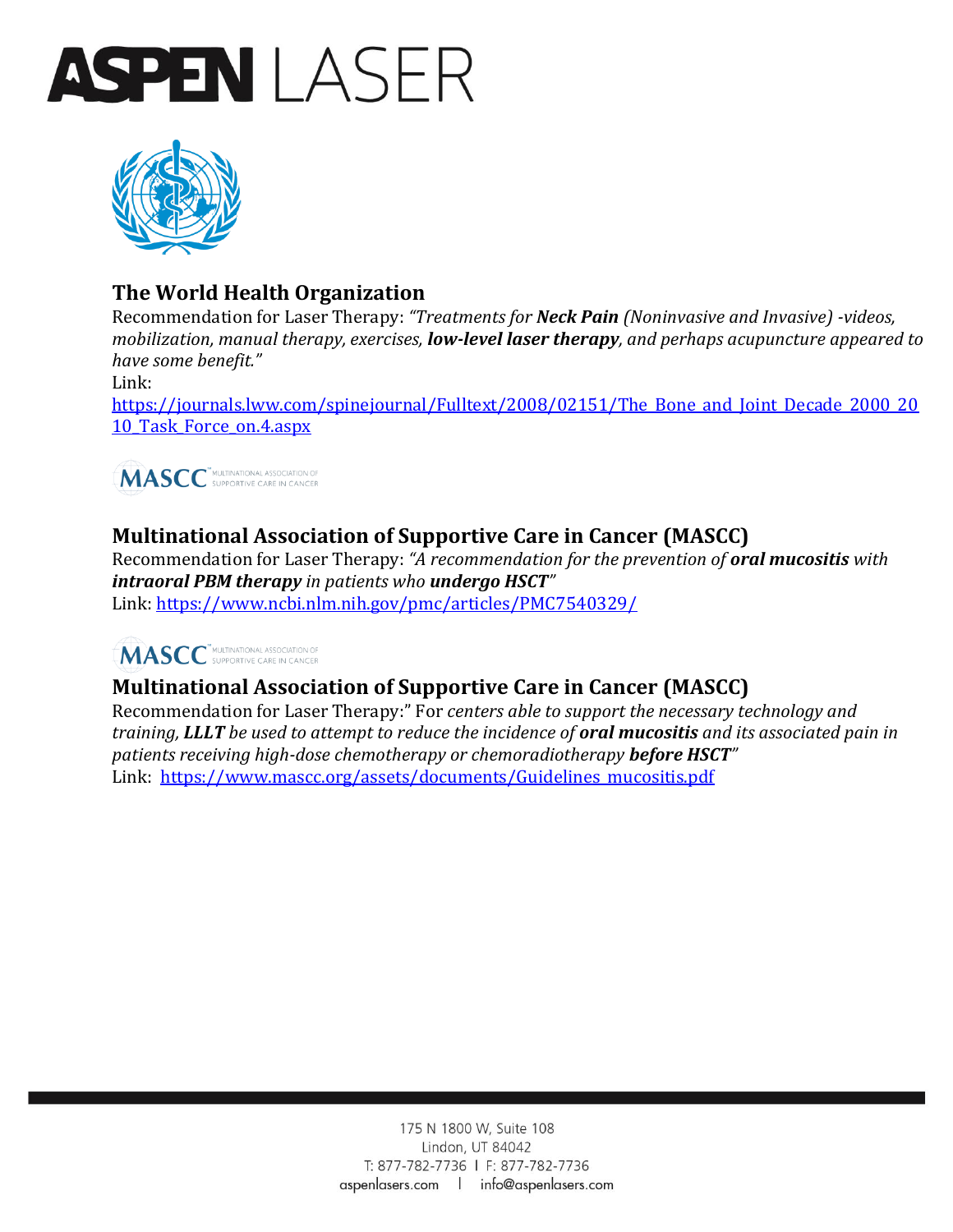# ASPEN LASER

## The World Health Organization

Recommendation for Laser Therapy: *"Treatments for **Neck Pain** (Noninvasive and Invasive) -videos, mobilization, manual therapy, exercises, **low-level laser therapy**, and perhaps acupuncture appeared to have some benefit."*

Link:
https://journals.lww.com/spinejournal/Fulltext/2008/02151/The_Bone_and_Joint_Decade_2000_2010_Task_Force_on.4.aspx

MASCC MULTINATIONAL ASSOCIATION OF SUPPORTIVE CARE IN CANCER

## Multinational Association of Supportive Care in Cancer (MASCC)

Recommendation for Laser Therapy: *"A recommendation for the prevention of **oral mucositis** with **intraoral PBM therapy** in patients who **undergo HSCT**"*

Link: https://www.ncbi.nlm.nih.gov/pmc/articles/PMC7540329/

MASCC MULTINATIONAL ASSOCIATION OF SUPPORTIVE CARE IN CANCER

## Multinational Association of Supportive Care in Cancer (MASCC)

Recommendation for Laser Therapy:" For *centers able to support the necessary technology and training, **LLLT** be used to attempt to reduce the incidence of **oral mucositis** and its associated pain in patients receiving high-dose chemotherapy or chemoradiotherapy **before HSCT**"*

Link: https://www.mascc.org/assets/documents/Guidelines_mucositis.pdf

175 N 1800 W, Suite 108
Lindon, UT 84042
T: 877-782-7736 I F: 877-782-7736
aspenlasers.com | info@aspenlasers.com